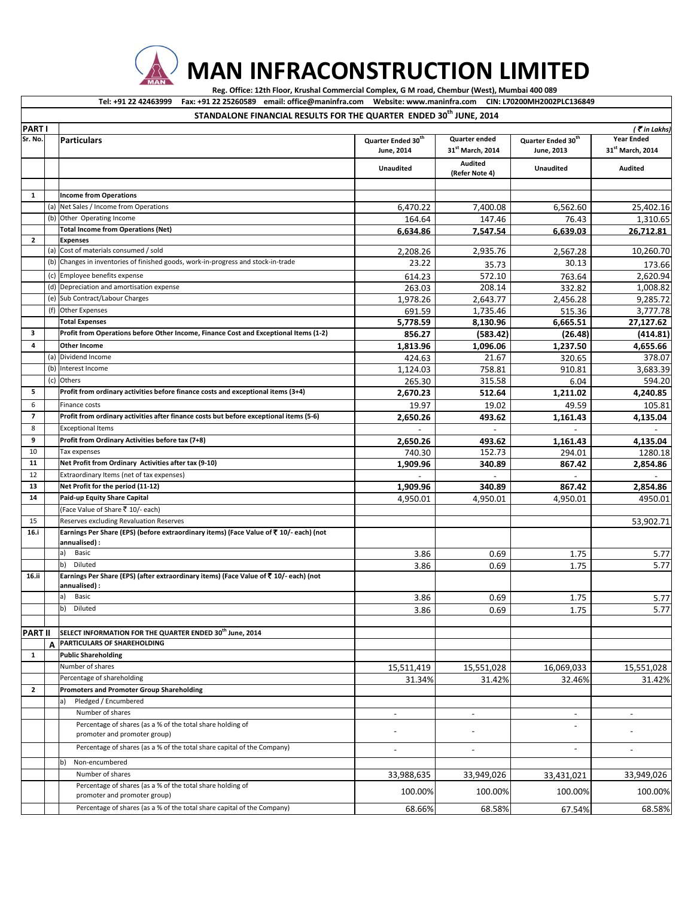# MAN INFRACONSTRUCTION LIMITED

**Reg. Office: 12th Floor, Krushal Commercial Complex, G M road, Chembur (West), Mumbai 400 089**

**Tel: +91 22 42463999 Fax: +91 22 25260589 email: office@maninfra.com Website: www.maninfra.com CIN: L70200MH2002PLC136849**

## STANDALONE FINANCIAL RESULTS FOR THE QUARTER ENDED 30th JUNE, 2014

| PART I | | | | | | *( ₹ in Lakhs)* |
|---|---|---|---|---|---|---|
| **Sr. No.** | | **Particulars** | **Quarter Ended 30th June, 2014** | **Quarter ended 31st March, 2014** | **Quarter Ended 30th June, 2013** | **Year Ended 31st March, 2014** |
| | | | **Unaudited** | **Audited (Refer Note 4)** | **Unaudited** | **Audited** |
| **1** | | **Income from Operations** | | | | |
| | (a) | Net Sales / Income from Operations | 6,470.22 | 7,400.08 | 6,562.60 | 25,402.16 |
| | (b) | Other Operating Income | 164.64 | 147.46 | 76.43 | 1,310.65 |
| | | **Total Income from Operations (Net)** | **6,634.86** | **7,547.54** | **6,639.03** | **26,712.81** |
| **2** | | **Expenses** | | | | |
| | (a) | Cost of materials consumed / sold | 2,208.26 | 2,935.76 | 2,567.28 | 10,260.70 |
| | (b) | Changes in inventories of finished goods, work-in-progress and stock-in-trade | 23.22 | 35.73 | 30.13 | 173.66 |
| | (c) | Employee benefits expense | 614.23 | 572.10 | 763.64 | 2,620.94 |
| | (d) | Depreciation and amortisation expense | 263.03 | 208.14 | 332.82 | 1,008.82 |
| | (e) | Sub Contract/Labour Charges | 1,978.26 | 2,643.77 | 2,456.28 | 9,285.72 |
| | (f) | Other Expenses | 691.59 | 1,735.46 | 515.36 | 3,777.78 |
| | | **Total Expenses** | **5,778.59** | **8,130.96** | **6,665.51** | **27,127.62** |
| **3** | | **Profit from Operations before Other Income, Finance Cost and Exceptional Items (1-2)** | **856.27** | **(583.42)** | **(26.48)** | **(414.81)** |
| **4** | | **Other Income** | **1,813.96** | **1,096.06** | **1,237.50** | **4,655.66** |
| | (a) | Dividend Income | 424.63 | 21.67 | 320.65 | 378.07 |
| | (b) | Interest Income | 1,124.03 | 758.81 | 910.81 | 3,683.39 |
| | (c) | Others | 265.30 | 315.58 | 6.04 | 594.20 |
| **5** | | **Profit from ordinary activities before finance costs and exceptional items (3+4)** | **2,670.23** | **512.64** | **1,211.02** | **4,240.85** |
| 6 | | Finance costs | 19.97 | 19.02 | 49.59 | 105.81 |
| **7** | | **Profit from ordinary activities after finance costs but before exceptional items (5-6)** | **2,650.26** | **493.62** | **1,161.43** | **4,135.04** |
| 8 | | Exceptional Items | - | - | - | - |
| **9** | | **Profit from Ordinary Activities before tax (7+8)** | **2,650.26** | **493.62** | **1,161.43** | **4,135.04** |
| 10 | | Tax expenses | 740.30 | 152.73 | 294.01 | 1280.18 |
| **11** | | **Net Profit from Ordinary Activities after tax (9-10)** | **1,909.96** | **340.89** | **867.42** | **2,854.86** |
| 12 | | Extraordinary Items (net of tax expenses) | - | - | - | - |
| **13** | | **Net Profit for the period (11-12)** | **1,909.96** | **340.89** | **867.42** | **2,854.86** |
| **14** | | **Paid-up Equity Share Capital** | 4,950.01 | 4,950.01 | 4,950.01 | 4950.01 |
| | | (Face Value of Share ₹ 10/- each) | | | | |
| 15 | | Reserves excluding Revaluation Reserves | | | | 53,902.71 |
| **16.i** | | **Earnings Per Share (EPS) (before extraordinary items) (Face Value of ₹ 10/- each) (not annualised) :** | | | | |
| | | a) Basic | 3.86 | 0.69 | 1.75 | 5.77 |
| | | b) Diluted | 3.86 | 0.69 | 1.75 | 5.77 |
| **16.ii** | | **Earnings Per Share (EPS) (after extraordinary items) (Face Value of ₹ 10/- each) (not annualised) :** | | | | |
| | | a) Basic | 3.86 | 0.69 | 1.75 | 5.77 |
| | | b) Diluted | 3.86 | 0.69 | 1.75 | 5.77 |
| **PART II** | | **SELECT INFORMATION FOR THE QUARTER ENDED 30th June, 2014** | | | | |
| | **A** | **PARTICULARS OF SHAREHOLDING** | | | | |
| **1** | | **Public Shareholding** | | | | |
| | | Number of shares | 15,511,419 | 15,551,028 | 16,069,033 | 15,551,028 |
| | | Percentage of shareholding | 31.34% | 31.42% | 32.46% | 31.42% |
| **2** | | **Promoters and Promoter Group Shareholding** | | | | |
| | | a) Pledged / Encumbered | | | | |
| | | Number of shares | - | - | - | - |
| | | Percentage of shares (as a % of the total share holding of promoter and promoter group) | - | - | - | - |
| | | Percentage of shares (as a % of the total share capital of the Company) | - | - | - | - |
| | | b) Non-encumbered | | | | |
| | | Number of shares | 33,988,635 | 33,949,026 | 33,431,021 | 33,949,026 |
| | | Percentage of shares (as a % of the total share holding of promoter and promoter group) | 100.00% | 100.00% | 100.00% | 100.00% |
| | | Percentage of shares (as a % of the total share capital of the Company) | 68.66% | 68.58% | 67.54% | 68.58% |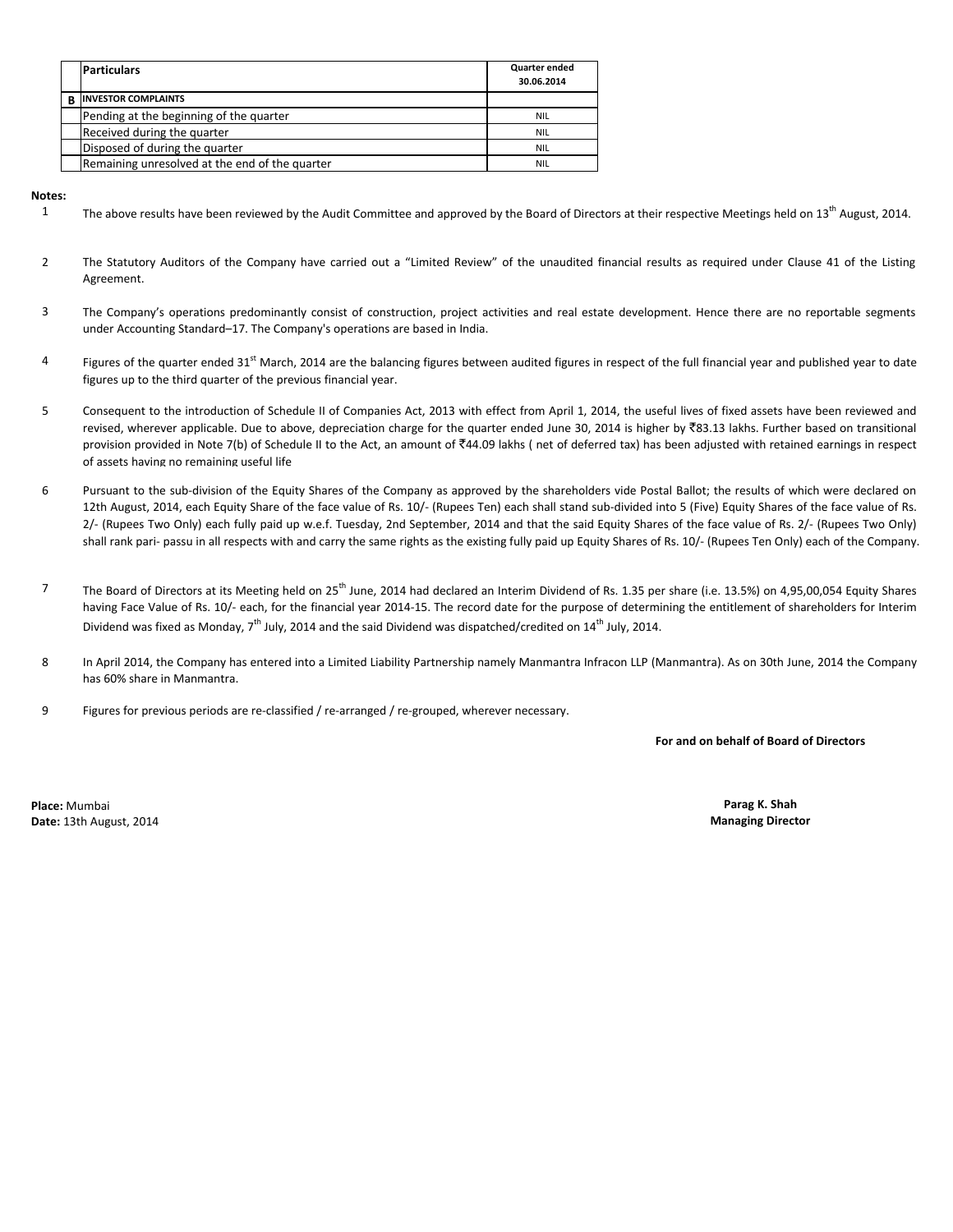| | Particulars | Quarter ended 30.06.2014 |
|---|---|---|
| B | INVESTOR COMPLAINTS | |
| | Pending at the beginning of the quarter | NIL |
| | Received during the quarter | NIL |
| | Disposed of during the quarter | NIL |
| | Remaining unresolved at the end of the quarter | NIL |

**Notes:**

1. The above results have been reviewed by the Audit Committee and approved by the Board of Directors at their respective Meetings held on 13th August, 2014.

2. The Statutory Auditors of the Company have carried out a "Limited Review" of the unaudited financial results as required under Clause 41 of the Listing Agreement.

3. The Company's operations predominantly consist of construction, project activities and real estate development. Hence there are no reportable segments under Accounting Standard–17. The Company's operations are based in India.

4. Figures of the quarter ended 31st March, 2014 are the balancing figures between audited figures in respect of the full financial year and published year to date figures up to the third quarter of the previous financial year.

5. Consequent to the introduction of Schedule II of Companies Act, 2013 with effect from April 1, 2014, the useful lives of fixed assets have been reviewed and revised, wherever applicable. Due to above, depreciation charge for the quarter ended June 30, 2014 is higher by ₹83.13 lakhs. Further based on transitional provision provided in Note 7(b) of Schedule II to the Act, an amount of ₹44.09 lakhs ( net of deferred tax) has been adjusted with retained earnings in respect of assets having no remaining useful life

6. Pursuant to the sub-division of the Equity Shares of the Company as approved by the shareholders vide Postal Ballot; the results of which were declared on 12th August, 2014, each Equity Share of the face value of Rs. 10/- (Rupees Ten) each shall stand sub-divided into 5 (Five) Equity Shares of the face value of Rs. 2/- (Rupees Two Only) each fully paid up w.e.f. Tuesday, 2nd September, 2014 and that the said Equity Shares of the face value of Rs. 2/- (Rupees Two Only) shall rank pari- passu in all respects with and carry the same rights as the existing fully paid up Equity Shares of Rs. 10/- (Rupees Ten Only) each of the Company.

7. The Board of Directors at its Meeting held on 25th June, 2014 had declared an Interim Dividend of Rs. 1.35 per share (i.e. 13.5%) on 4,95,00,054 Equity Shares having Face Value of Rs. 10/- each, for the financial year 2014-15. The record date for the purpose of determining the entitlement of shareholders for Interim Dividend was fixed as Monday, 7th July, 2014 and the said Dividend was dispatched/credited on 14th July, 2014.

8. In April 2014, the Company has entered into a Limited Liability Partnership namely Manmantra Infracon LLP (Manmantra). As on 30th June, 2014 the Company has 60% share in Manmantra.

9. Figures for previous periods are re-classified / re-arranged / re-grouped, wherever necessary.

**For and on behalf of Board of Directors**

**Parag K. Shah**
**Managing Director**

**Place:** Mumbai
**Date:** 13th August, 2014